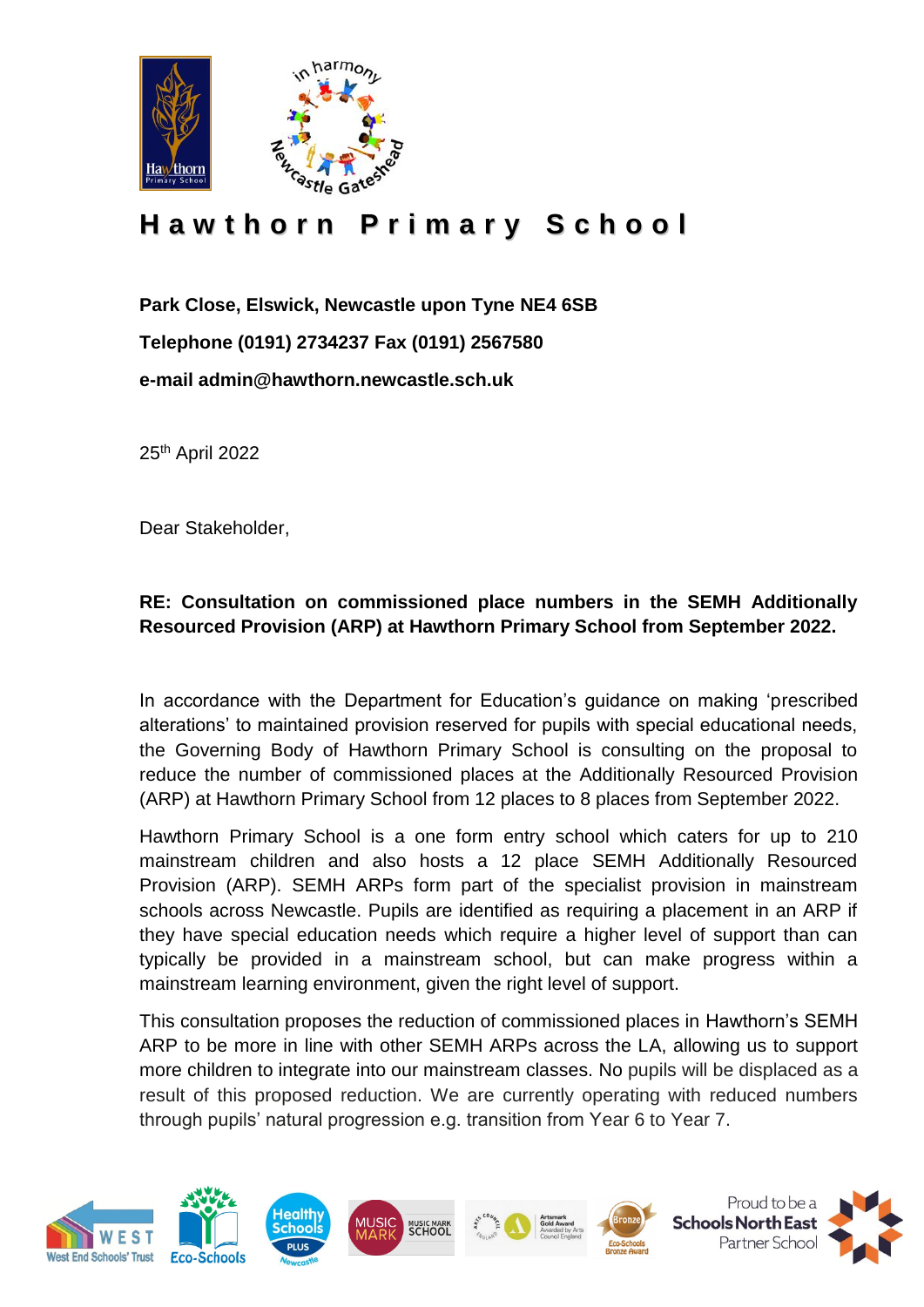# Hawthorn Primary School

**Park Close, Elswick, Newcastle upon Tyne NE4 6SB**

**Telephone (0191) 2734237 Fax (0191) 2567580**

**e-mail admin@hawthorn.newcastle.sch.uk**

25th April 2022

Dear Stakeholder,

**RE: Consultation on commissioned place numbers in the SEMH Additionally Resourced Provision (ARP) at Hawthorn Primary School from September 2022.**

In accordance with the Department for Education's guidance on making 'prescribed alterations' to maintained provision reserved for pupils with special educational needs, the Governing Body of Hawthorn Primary School is consulting on the proposal to reduce the number of commissioned places at the Additionally Resourced Provision (ARP) at Hawthorn Primary School from 12 places to 8 places from September 2022.

Hawthorn Primary School is a one form entry school which caters for up to 210 mainstream children and also hosts a 12 place SEMH Additionally Resourced Provision (ARP). SEMH ARPs form part of the specialist provision in mainstream schools across Newcastle. Pupils are identified as requiring a placement in an ARP if they have special education needs which require a higher level of support than can typically be provided in a mainstream school, but can make progress within a mainstream learning environment, given the right level of support.

This consultation proposes the reduction of commissioned places in Hawthorn's SEMH ARP to be more in line with other SEMH ARPs across the LA, allowing us to support more children to integrate into our mainstream classes. No pupils will be displaced as a result of this proposed reduction. We are currently operating with reduced numbers through pupils' natural progression e.g. transition from Year 6 to Year 7.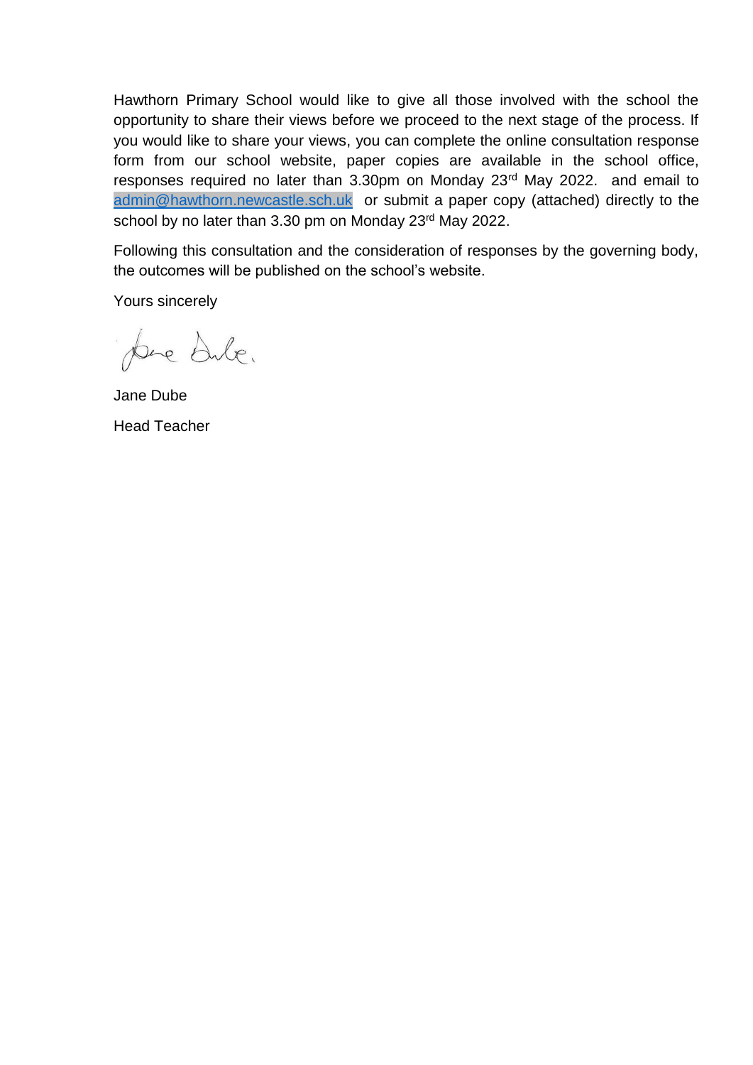Hawthorn Primary School would like to give all those involved with the school the opportunity to share their views before we proceed to the next stage of the process. If you would like to share your views, you can complete the online consultation response form from our school website, paper copies are available in the school office, responses required no later than 3.30pm on Monday 23rd May 2022. and email to admin@hawthorn.newcastle.sch.uk or submit a paper copy (attached) directly to the school by no later than 3.30 pm on Monday 23rd May 2022.

Following this consultation and the consideration of responses by the governing body, the outcomes will be published on the school's website.

Yours sincerely

Jane Dube

Head Teacher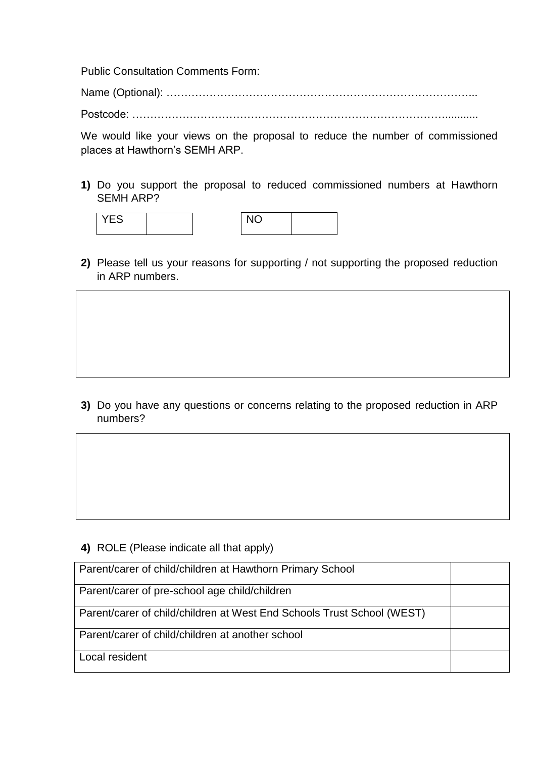Public Consultation Comments Form:

Name (Optional): …………………………………………………………………………...

Postcode: ……………………………………………………………………………..........

We would like your views on the proposal to reduce the number of commissioned places at Hawthorn's SEMH ARP.

**1)** Do you support the proposal to reduced commissioned numbers at Hawthorn SEMH ARP?

| YES | |
|---|---|

| NO | |
|---|---|

**2)** Please tell us your reasons for supporting / not supporting the proposed reduction in ARP numbers.

| |
|---|
| |

**3)** Do you have any questions or concerns relating to the proposed reduction in ARP numbers?

| |
|---|
| |

**4)** ROLE (Please indicate all that apply)

| | |
|---|---|
| Parent/carer of child/children at Hawthorn Primary School | |
| Parent/carer of pre-school age child/children | |
| Parent/carer of child/children at West End Schools Trust School (WEST) | |
| Parent/carer of child/children at another school | |
| Local resident | |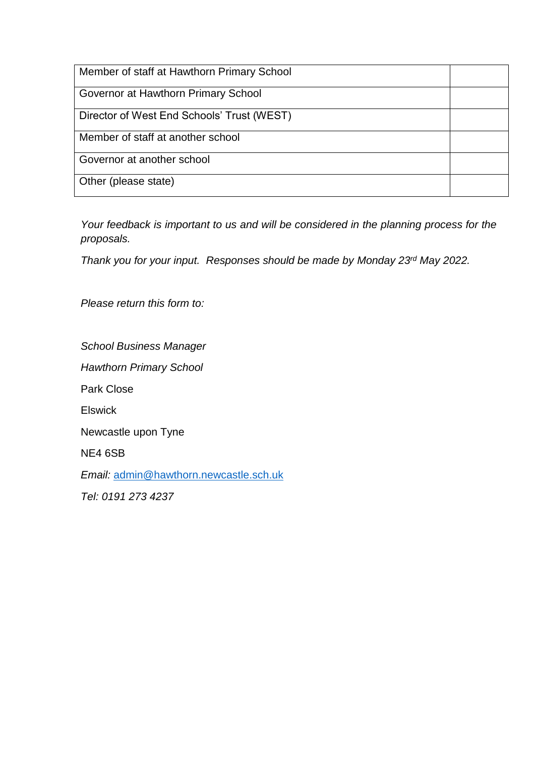| | |
|---|---|
| Member of staff at Hawthorn Primary School | |
| Governor at Hawthorn Primary School | |
| Director of West End Schools' Trust (WEST) | |
| Member of staff at another school | |
| Governor at another school | |
| Other (please state) | |

*Your feedback is important to us and will be considered in the planning process for the proposals.*

*Thank you for your input. Responses should be made by Monday 23rd May 2022.*

*Please return this form to:*

*School Business Manager*

*Hawthorn Primary School*

Park Close

Elswick

Newcastle upon Tyne

NE4 6SB

*Email:* admin@hawthorn.newcastle.sch.uk

*Tel: 0191 273 4237*